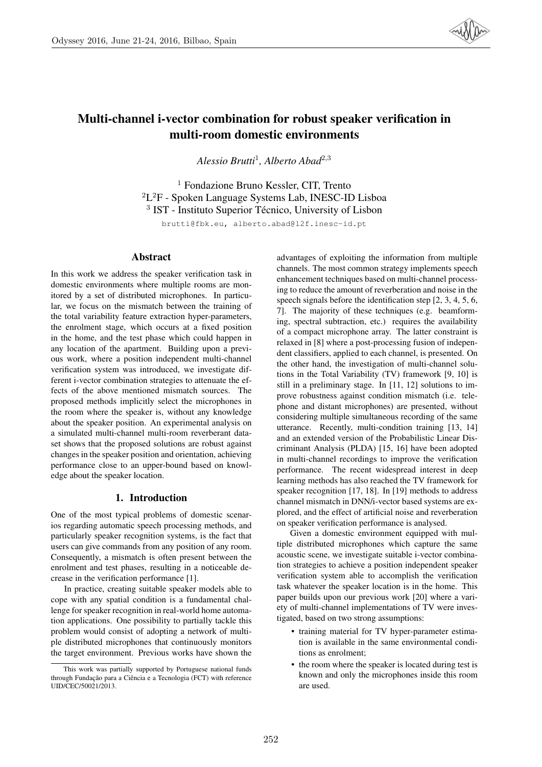# Multi-channel i-vector combination for robust speaker verification in multi-room domestic environments

*Alessio Brutti*[1], *Alberto Abad*[2,3]

[1] Fondazione Bruno Kessler, CIT, Trento
[2] L$^2$F - Spoken Language Systems Lab, INESC-ID Lisboa
[3] IST - Instituto Superior Técnico, University of Lisbon

brutti@fbk.eu, alberto.abad@l2f.inesc-id.pt

## Abstract

In this work we address the speaker verification task in domestic environments where multiple rooms are monitored by a set of distributed microphones. In particular, we focus on the mismatch between the training of the total variability feature extraction hyper-parameters, the enrolment stage, which occurs at a fixed position in the home, and the test phase which could happen in any location of the apartment. Building upon a previous work, where a position independent multi-channel verification system was introduced, we investigate different i-vector combination strategies to attenuate the effects of the above mentioned mismatch sources. The proposed methods implicitly select the microphones in the room where the speaker is, without any knowledge about the speaker position. An experimental analysis on a simulated multi-channel multi-room reverberant dataset shows that the proposed solutions are robust against changes in the speaker position and orientation, achieving performance close to an upper-bound based on knowledge about the speaker location.

## 1. Introduction

One of the most typical problems of domestic scenarios regarding automatic speech processing methods, and particularly speaker recognition systems, is the fact that users can give commands from any position of any room. Consequently, a mismatch is often present between the enrolment and test phases, resulting in a noticeable decrease in the verification performance [1].

In practice, creating suitable speaker models able to cope with any spatial condition is a fundamental challenge for speaker recognition in real-world home automation applications. One possibility to partially tackle this problem would consist of adopting a network of multiple distributed microphones that continuously monitors the target environment. Previous works have shown the advantages of exploiting the information from multiple channels. The most common strategy implements speech enhancement techniques based on multi-channel processing to reduce the amount of reverberation and noise in the speech signals before the identification step [2, 3, 4, 5, 6, 7]. The majority of these techniques (e.g. beamforming, spectral subtraction, etc.) requires the availability of a compact microphone array. The latter constraint is relaxed in [8] where a post-processing fusion of independent classifiers, applied to each channel, is presented. On the other hand, the investigation of multi-channel solutions in the Total Variability (TV) framework [9, 10] is still in a preliminary stage. In [11, 12] solutions to improve robustness against condition mismatch (i.e. telephone and distant microphones) are presented, without considering multiple simultaneous recording of the same utterance. Recently, multi-condition training [13, 14] and an extended version of the Probabilistic Linear Discriminant Analysis (PLDA) [15, 16] have been adopted in multi-channel recordings to improve the verification performance. The recent widespread interest in deep learning methods has also reached the TV framework for speaker recognition [17, 18]. In [19] methods to address channel mismatch in DNN/i-vector based systems are explored, and the effect of artificial noise and reverberation on speaker verification performance is analysed.

Given a domestic environment equipped with multiple distributed microphones which capture the same acoustic scene, we investigate suitable i-vector combination strategies to achieve a position independent speaker verification system able to accomplish the verification task whatever the speaker location is in the home. This paper builds upon our previous work [20] where a variety of multi-channel implementations of TV were investigated, based on two strong assumptions:

- training material for TV hyper-parameter estimation is available in the same environmental conditions as enrolment;
- the room where the speaker is located during test is known and only the microphones inside this room are used.

This work was partially supported by Portuguese national funds through Fundação para a Ciência e a Tecnologia (FCT) with reference UID/CEC/50021/2013.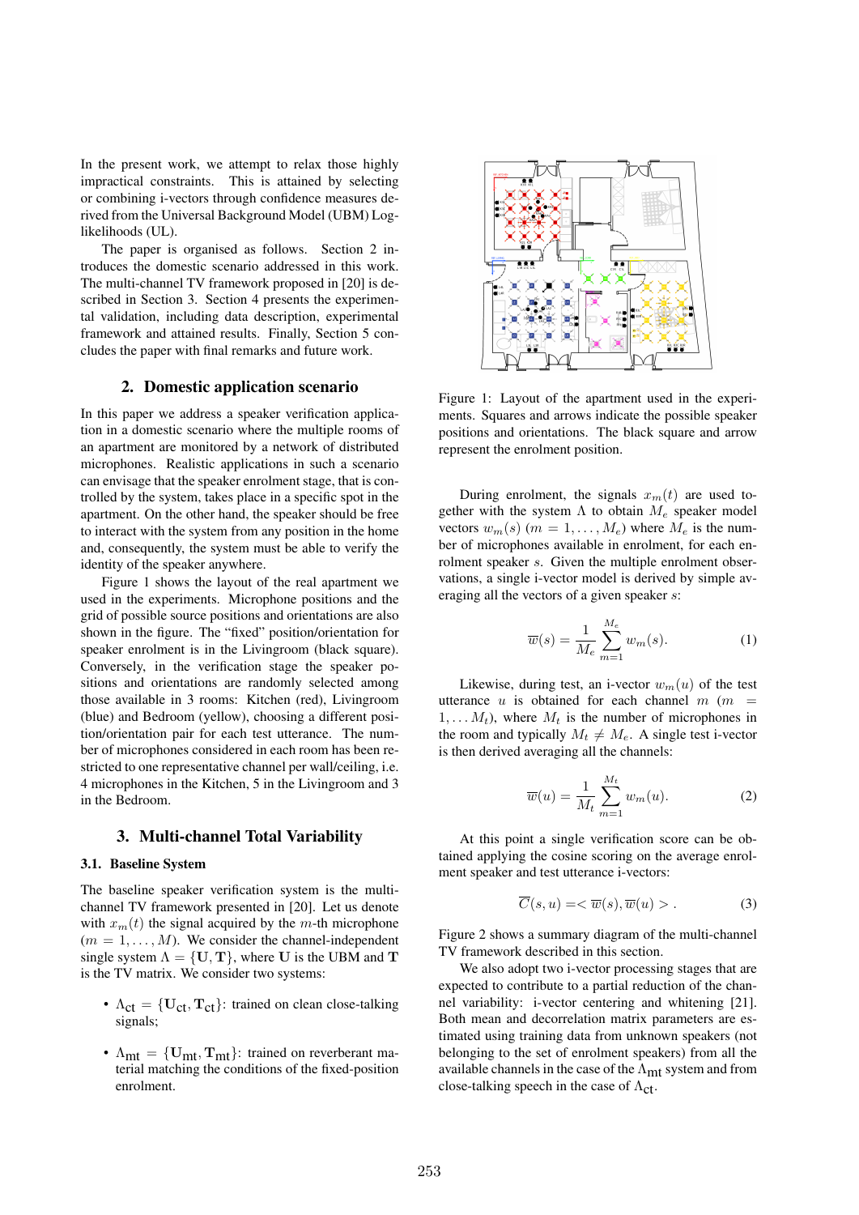In the present work, we attempt to relax those highly impractical constraints. This is attained by selecting or combining i-vectors through confidence measures derived from the Universal Background Model (UBM) Log-likelihoods (UL).

The paper is organised as follows. Section 2 introduces the domestic scenario addressed in this work. The multi-channel TV framework proposed in [20] is described in Section 3. Section 4 presents the experimental validation, including data description, experimental framework and attained results. Finally, Section 5 concludes the paper with final remarks and future work.

## 2. Domestic application scenario

In this paper we address a speaker verification application in a domestic scenario where the multiple rooms of an apartment are monitored by a network of distributed microphones. Realistic applications in such a scenario can envisage that the speaker enrolment stage, that is controlled by the system, takes place in a specific spot in the apartment. On the other hand, the speaker should be free to interact with the system from any position in the home and, consequently, the system must be able to verify the identity of the speaker anywhere.

Figure 1 shows the layout of the real apartment we used in the experiments. Microphone positions and the grid of possible source positions and orientations are also shown in the figure. The "fixed" position/orientation for speaker enrolment is in the Livingroom (black square). Conversely, in the verification stage the speaker positions and orientations are randomly selected among those available in 3 rooms: Kitchen (red), Livingroom (blue) and Bedroom (yellow), choosing a different position/orientation pair for each test utterance. The number of microphones considered in each room has been restricted to one representative channel per wall/ceiling, i.e. 4 microphones in the Kitchen, 5 in the Livingroom and 3 in the Bedroom.

Figure 1: Layout of the apartment used in the experiments. Squares and arrows indicate the possible speaker positions and orientations. The black square and arrow represent the enrolment position.

## 3. Multi-channel Total Variability

### 3.1. Baseline System

The baseline speaker verification system is the multi-channel TV framework presented in [20]. Let us denote with $x_m(t)$ the signal acquired by the $m$-th microphone ($m = 1, \ldots, M$). We consider the channel-independent single system $\Lambda = \{\mathbf{U}, \mathbf{T}\}$, where $\mathbf{U}$ is the UBM and $\mathbf{T}$ is the TV matrix. We consider two systems:

- $\Lambda_{\text{ct}} = \{\mathbf{U}_{\text{ct}}, \mathbf{T}_{\text{ct}}\}$: trained on clean close-talking signals;
- $\Lambda_{\text{mt}} = \{\mathbf{U}_{\text{mt}}, \mathbf{T}_{\text{mt}}\}$: trained on reverberant material matching the conditions of the fixed-position enrolment.

During enrolment, the signals $x_m(t)$ are used together with the system $\Lambda$ to obtain $M_e$ speaker model vectors $w_m(s)$ ($m = 1, \ldots, M_e$) where $M_e$ is the number of microphones available in enrolment, for each enrolment speaker $s$. Given the multiple enrolment observations, a single i-vector model is derived by simple averaging all the vectors of a given speaker $s$:

$$\overline{w}(s) = \frac{1}{M_e} \sum_{m=1}^{M_e} w_m(s). \tag{1}$$

Likewise, during test, an i-vector $w_m(u)$ of the test utterance $u$ is obtained for each channel $m$ ($m = 1, \ldots M_t$), where $M_t$ is the number of microphones in the room and typically $M_t \neq M_e$. A single test i-vector is then derived averaging all the channels:

$$\overline{w}(u) = \frac{1}{M_t} \sum_{m=1}^{M_t} w_m(u). \tag{2}$$

At this point a single verification score can be obtained applying the cosine scoring on the average enrolment speaker and test utterance i-vectors:

$$\overline{C}(s, u) = < \overline{w}(s), \overline{w}(u) > . \tag{3}$$

Figure 2 shows a summary diagram of the multi-channel TV framework described in this section.

We also adopt two i-vector processing stages that are expected to contribute to a partial reduction of the channel variability: i-vector centering and whitening [21]. Both mean and decorrelation matrix parameters are estimated using training data from unknown speakers (not belonging to the set of enrolment speakers) from all the available channels in the case of the $\Lambda_{\text{mt}}$ system and from close-talking speech in the case of $\Lambda_{\text{ct}}$.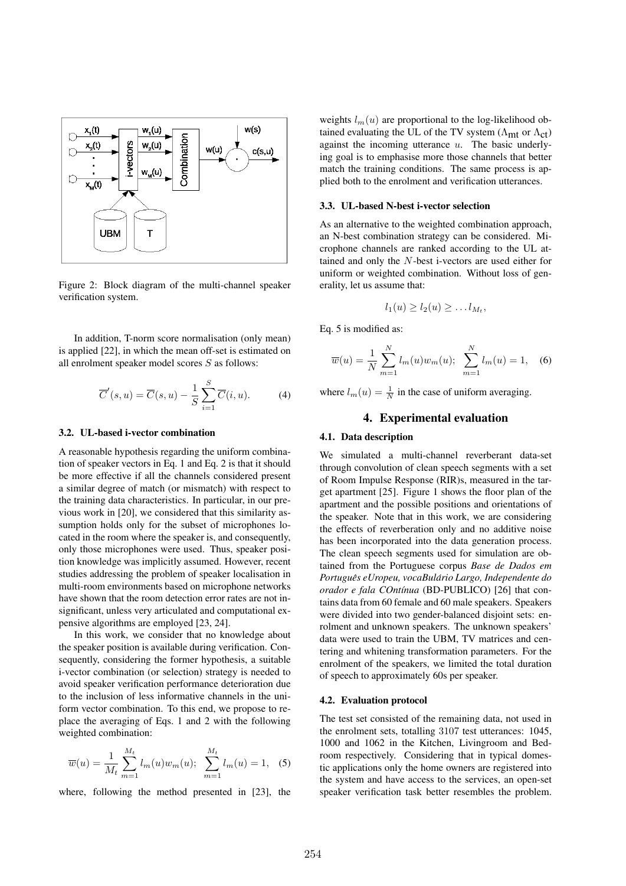Figure 2: Block diagram of the multi-channel speaker verification system.

In addition, T-norm score normalisation (only mean) is applied [22], in which the mean off-set is estimated on all enrolment speaker model scores $S$ as follows:

$$\overline{C}'(s,u) = \overline{C}(s,u) - \frac{1}{S}\sum_{i=1}^{S}\overline{C}(i,u). \quad (4)$$

### 3.2. UL-based i-vector combination

A reasonable hypothesis regarding the uniform combination of speaker vectors in Eq. 1 and Eq. 2 is that it should be more effective if all the channels considered present a similar degree of match (or mismatch) with respect to the training data characteristics. In particular, in our previous work in [20], we considered that this similarity assumption holds only for the subset of microphones located in the room where the speaker is, and consequently, only those microphones were used. Thus, speaker position knowledge was implicitly assumed. However, recent studies addressing the problem of speaker localisation in multi-room environments based on microphone networks have shown that the room detection error rates are not insignificant, unless very articulated and computational expensive algorithms are employed [23, 24].

In this work, we consider that no knowledge about the speaker position is available during verification. Consequently, considering the former hypothesis, a suitable i-vector combination (or selection) strategy is needed to avoid speaker verification performance deterioration due to the inclusion of less informative channels in the uniform vector combination. To this end, we propose to replace the averaging of Eqs. 1 and 2 with the following weighted combination:

$$\overline{w}(u) = \frac{1}{M_t}\sum_{m=1}^{M_t} l_m(u)w_m(u); \quad \sum_{m=1}^{M_t} l_m(u) = 1, \quad (5)$$

where, following the method presented in [23], the weights $l_m(u)$ are proportional to the log-likelihood obtained evaluating the UL of the TV system ($\Lambda_{\text{mt}}$ or $\Lambda_{\text{ct}}$) against the incoming utterance $u$. The basic underlying goal is to emphasise more those channels that better match the training conditions. The same process is applied both to the enrolment and verification utterances.

### 3.3. UL-based N-best i-vector selection

As an alternative to the weighted combination approach, an N-best combination strategy can be considered. Microphone channels are ranked according to the UL attained and only the $N$-best i-vectors are used either for uniform or weighted combination. Without loss of generality, let us assume that:

$$l_1(u) \geq l_2(u) \geq \ldots l_{M_t},$$

Eq. 5 is modified as:

$$\overline{w}(u) = \frac{1}{N}\sum_{m=1}^{N} l_m(u)w_m(u); \quad \sum_{m=1}^{N} l_m(u) = 1, \quad (6)$$

where $l_m(u) = \frac{1}{N}$ in the case of uniform averaging.

## 4. Experimental evaluation

### 4.1. Data description

We simulated a multi-channel reverberant data-set through convolution of clean speech segments with a set of Room Impulse Response (RIR)s, measured in the target apartment [25]. Figure 1 shows the floor plan of the apartment and the possible positions and orientations of the speaker. Note that in this work, we are considering the effects of reverberation only and no additive noise has been incorporated into the data generation process. The clean speech segments used for simulation are obtained from the Portuguese corpus *Base de Dados em Português eUropeu, vocaBulário Largo, Independente do orador e fala COntínua* (BD-PUBLICO) [26] that contains data from 60 female and 60 male speakers. Speakers were divided into two gender-balanced disjoint sets: enrolment and unknown speakers. The unknown speakers' data were used to train the UBM, TV matrices and centering and whitening transformation parameters. For the enrolment of the speakers, we limited the total duration of speech to approximately 60s per speaker.

### 4.2. Evaluation protocol

The test set consisted of the remaining data, not used in the enrolment sets, totalling 3107 test utterances: 1045, 1000 and 1062 in the Kitchen, Livingroom and Bedroom respectively. Considering that in typical domestic applications only the home owners are registered into the system and have access to the services, an open-set speaker verification task better resembles the problem.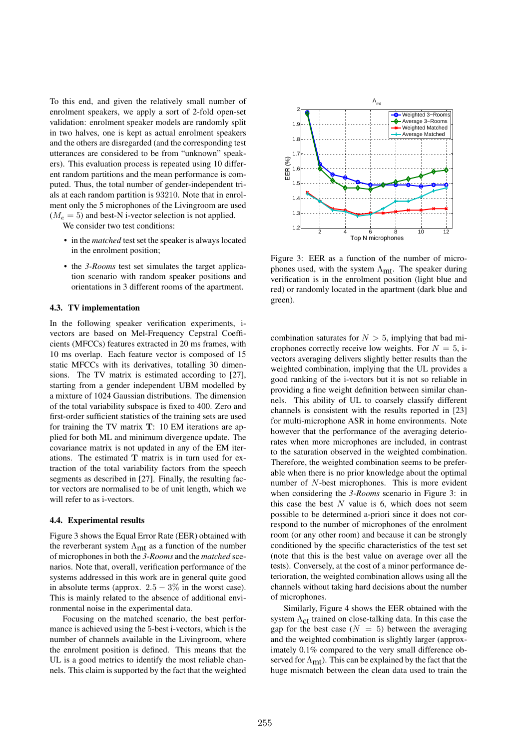To this end, and given the relatively small number of enrolment speakers, we apply a sort of 2-fold open-set validation: enrolment speaker models are randomly split in two halves, one is kept as actual enrolment speakers and the others are disregarded (and the corresponding test utterances are considered to be from "unknown" speakers). This evaluation process is repeated using 10 different random partitions and the mean performance is computed. Thus, the total number of gender-independent trials at each random partition is 93210. Note that in enrolment only the 5 microphones of the Livingroom are used ($M_e = 5$) and best-N i-vector selection is not applied.

We consider two test conditions:

- in the *matched* test set the speaker is always located in the enrolment position;
- the *3-Rooms* test set simulates the target application scenario with random speaker positions and orientations in 3 different rooms of the apartment.

### 4.3. TV implementation

In the following speaker verification experiments, i-vectors are based on Mel-Frequency Cepstral Coefficients (MFCCs) features extracted in 20 ms frames, with 10 ms overlap. Each feature vector is composed of 15 static MFCCs with its derivatives, totalling 30 dimensions. The TV matrix is estimated according to [27], starting from a gender independent UBM modelled by a mixture of 1024 Gaussian distributions. The dimension of the total variability subspace is fixed to 400. Zero and first-order sufficient statistics of the training sets are used for training the TV matrix $\mathbf{T}$: 10 EM iterations are applied for both ML and minimum divergence update. The covariance matrix is not updated in any of the EM iterations. The estimated $\mathbf{T}$ matrix is in turn used for extraction of the total variability factors from the speech segments as described in [27]. Finally, the resulting factor vectors are normalised to be of unit length, which we will refer to as i-vectors.

### 4.4. Experimental results

Figure 3 shows the Equal Error Rate (EER) obtained with the reverberant system $\Lambda_{\text{mt}}$ as a function of the number of microphones in both the *3-Rooms* and the *matched* scenarios. Note that, overall, verification performance of the systems addressed in this work are in general quite good in absolute terms (approx. $2.5 - 3\%$ in the worst case). This is mainly related to the absence of additional environmental noise in the experimental data.

Focusing on the matched scenario, the best performance is achieved using the 5-best i-vectors, which is the number of channels available in the Livingroom, where the enrolment position is defined. This means that the UL is a good metrics to identify the most reliable channels. This claim is supported by the fact that the weighted combination saturates for $N > 5$, implying that bad microphones correctly receive low weights. For $N = 5$, i-vectors averaging delivers slightly better results than the weighted combination, implying that the UL provides a good ranking of the i-vectors but it is not so reliable in providing a fine weight definition between similar channels. This ability of UL to coarsely classify different channels is consistent with the results reported in [23] for multi-microphone ASR in home environments. Note however that the performance of the averaging deteriorates when more microphones are included, in contrast to the saturation observed in the weighted combination. Therefore, the weighted combination seems to be preferable when there is no prior knowledge about the optimal number of $N$-best microphones. This is more evident when considering the *3-Rooms* scenario in Figure 3: in this case the best $N$ value is 6, which does not seem possible to be determined a-priori since it does not correspond to the number of microphones of the enrolment room (or any other room) and because it can be strongly conditioned by the specific characteristics of the test set (note that this is the best value on average over all the tests). Conversely, at the cost of a minor performance deterioration, the weighted combination allows using all the channels without taking hard decisions about the number of microphones.

Figure 3: EER as a function of the number of microphones used, with the system $\Lambda_{\text{mt}}$. The speaker during verification is in the enrolment position (light blue and red) or randomly located in the apartment (dark blue and green).

Similarly, Figure 4 shows the EER obtained with the system $\Lambda_{\text{ct}}$ trained on close-talking data. In this case the gap for the best case ($N = 5$) between the averaging and the weighted combination is slightly larger (approximately 0.1% compared to the very small difference observed for $\Lambda_{\text{mt}}$). This can be explained by the fact that the huge mismatch between the clean data used to train the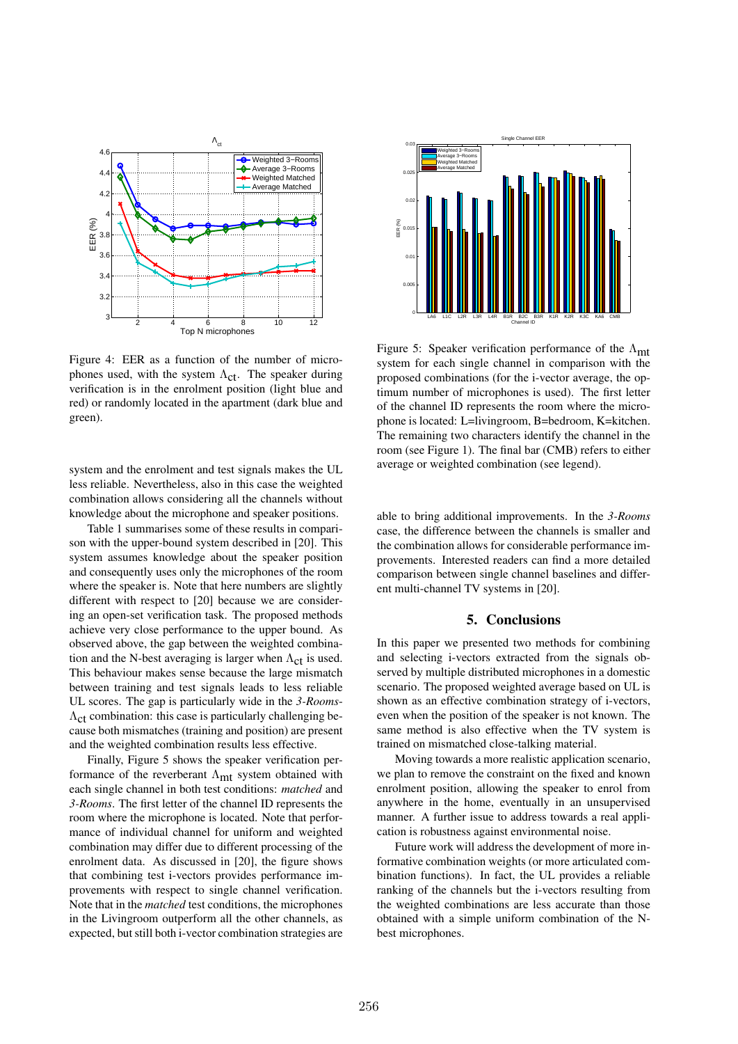Figure 4: EER as a function of the number of microphones used, with the system $\Lambda_{ct}$. The speaker during verification is in the enrolment position (light blue and red) or randomly located in the apartment (dark blue and green).

system and the enrolment and test signals makes the UL less reliable. Nevertheless, also in this case the weighted combination allows considering all the channels without knowledge about the microphone and speaker positions.

Table 1 summarises some of these results in comparison with the upper-bound system described in [20]. This system assumes knowledge about the speaker position and consequently uses only the microphones of the room where the speaker is. Note that here numbers are slightly different with respect to [20] because we are considering an open-set verification task. The proposed methods achieve very close performance to the upper bound. As observed above, the gap between the weighted combination and the N-best averaging is larger when $\Lambda_{ct}$ is used. This behaviour makes sense because the large mismatch between training and test signals leads to less reliable UL scores. The gap is particularly wide in the *3-Rooms*-$\Lambda_{ct}$ combination: this case is particularly challenging because both mismatches (training and position) are present and the weighted combination results less effective.

Finally, Figure 5 shows the speaker verification performance of the reverberant $\Lambda_{mt}$ system obtained with each single channel in both test conditions: *matched* and *3-Rooms*. The first letter of the channel ID represents the room where the microphone is located. Note that performance of individual channel for uniform and weighted combination may differ due to different processing of the enrolment data. As discussed in [20], the figure shows that combining test i-vectors provides performance improvements with respect to single channel verification. Note that in the *matched* test conditions, the microphones in the Livingroom outperform all the other channels, as expected, but still both i-vector combination strategies are

Figure 5: Speaker verification performance of the $\Lambda_{mt}$ system for each single channel in comparison with the proposed combinations (for the i-vector average, the optimum number of microphones is used). The first letter of the channel ID represents the room where the microphone is located: L=livingroom, B=bedroom, K=kitchen. The remaining two characters identify the channel in the room (see Figure 1). The final bar (CMB) refers to either average or weighted combination (see legend).

able to bring additional improvements. In the *3-Rooms* case, the difference between the channels is smaller and the combination allows for considerable performance improvements. Interested readers can find a more detailed comparison between single channel baselines and different multi-channel TV systems in [20].

## 5. Conclusions

In this paper we presented two methods for combining and selecting i-vectors extracted from the signals observed by multiple distributed microphones in a domestic scenario. The proposed weighted average based on UL is shown as an effective combination strategy of i-vectors, even when the position of the speaker is not known. The same method is also effective when the TV system is trained on mismatched close-talking material.

Moving towards a more realistic application scenario, we plan to remove the constraint on the fixed and known enrolment position, allowing the speaker to enrol from anywhere in the home, eventually in an unsupervised manner. A further issue to address towards a real application is robustness against environmental noise.

Future work will address the development of more informative combination weights (or more articulated combination functions). In fact, the UL provides a reliable ranking of the channels but the i-vectors resulting from the weighted combinations are less accurate than those obtained with a simple uniform combination of the N-best microphones.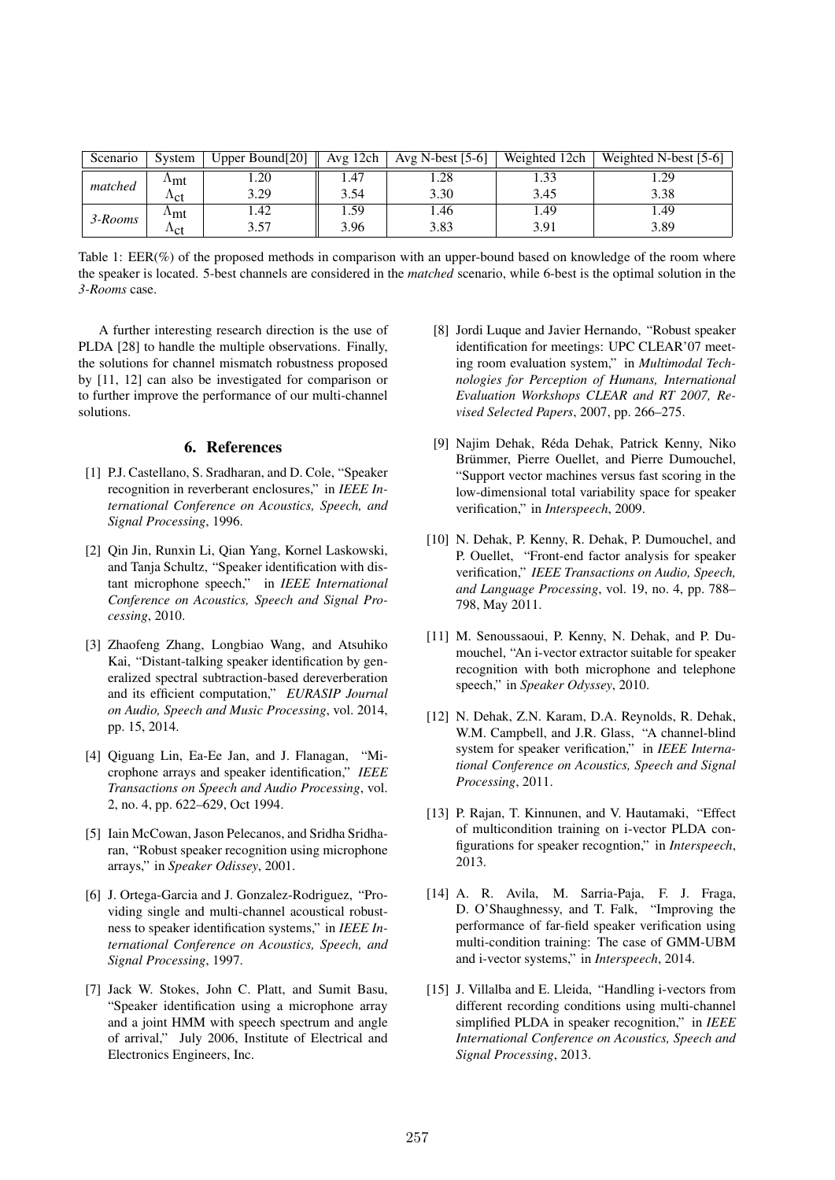| Scenario | System | Upper Bound[20] | Avg 12ch | Avg N-best [5-6] | Weighted 12ch | Weighted N-best [5-6] |
|---|---|---|---|---|---|---|
| *matched* | $\Lambda_{\text{mt}}$ | 1.20 | 1.47 | 1.28 | 1.33 | 1.29 |
| | $\Lambda_{\text{ct}}$ | 3.29 | 3.54 | 3.30 | 3.45 | 3.38 |
| *3-Rooms* | $\Lambda_{\text{mt}}$ | 1.42 | 1.59 | 1.46 | 1.49 | 1.49 |
| | $\Lambda_{\text{ct}}$ | 3.57 | 3.96 | 3.83 | 3.91 | 3.89 |

Table 1: EER(%) of the proposed methods in comparison with an upper-bound based on knowledge of the room where the speaker is located. 5-best channels are considered in the *matched* scenario, while 6-best is the optimal solution in the *3-Rooms* case.

A further interesting research direction is the use of PLDA [28] to handle the multiple observations. Finally, the solutions for channel mismatch robustness proposed by [11, 12] can also be investigated for comparison or to further improve the performance of our multi-channel solutions.

## 6. References

[1] P.J. Castellano, S. Sradharan, and D. Cole, "Speaker recognition in reverberant enclosures," in *IEEE International Conference on Acoustics, Speech, and Signal Processing*, 1996.

[2] Qin Jin, Runxin Li, Qian Yang, Kornel Laskowski, and Tanja Schultz, "Speaker identification with distant microphone speech," in *IEEE International Conference on Acoustics, Speech and Signal Processing*, 2010.

[3] Zhaofeng Zhang, Longbiao Wang, and Atsuhiko Kai, "Distant-talking speaker identification by generalized spectral subtraction-based dereverberation and its efficient computation," *EURASIP Journal on Audio, Speech and Music Processing*, vol. 2014, pp. 15, 2014.

[4] Qiguang Lin, Ea-Ee Jan, and J. Flanagan, "Microphone arrays and speaker identification," *IEEE Transactions on Speech and Audio Processing*, vol. 2, no. 4, pp. 622–629, Oct 1994.

[5] Iain McCowan, Jason Pelecanos, and Sridha Sridharan, "Robust speaker recognition using microphone arrays," in *Speaker Odissey*, 2001.

[6] J. Ortega-Garcia and J. Gonzalez-Rodriguez, "Providing single and multi-channel acoustical robustness to speaker identification systems," in *IEEE International Conference on Acoustics, Speech, and Signal Processing*, 1997.

[7] Jack W. Stokes, John C. Platt, and Sumit Basu, "Speaker identification using a microphone array and a joint HMM with speech spectrum and angle of arrival," July 2006, Institute of Electrical and Electronics Engineers, Inc.

[8] Jordi Luque and Javier Hernando, "Robust speaker identification for meetings: UPC CLEAR'07 meeting room evaluation system," in *Multimodal Technologies for Perception of Humans, International Evaluation Workshops CLEAR and RT 2007, Revised Selected Papers*, 2007, pp. 266–275.

[9] Najim Dehak, Réda Dehak, Patrick Kenny, Niko Brümmer, Pierre Ouellet, and Pierre Dumouchel, "Support vector machines versus fast scoring in the low-dimensional total variability space for speaker verification," in *Interspeech*, 2009.

[10] N. Dehak, P. Kenny, R. Dehak, P. Dumouchel, and P. Ouellet, "Front-end factor analysis for speaker verification," *IEEE Transactions on Audio, Speech, and Language Processing*, vol. 19, no. 4, pp. 788–798, May 2011.

[11] M. Senoussaoui, P. Kenny, N. Dehak, and P. Dumouchel, "An i-vector extractor suitable for speaker recognition with both microphone and telephone speech," in *Speaker Odyssey*, 2010.

[12] N. Dehak, Z.N. Karam, D.A. Reynolds, R. Dehak, W.M. Campbell, and J.R. Glass, "A channel-blind system for speaker verification," in *IEEE International Conference on Acoustics, Speech and Signal Processing*, 2011.

[13] P. Rajan, T. Kinnunen, and V. Hautamaki, "Effect of multicondition training on i-vector PLDA configurations for speaker recogntion," in *Interspeech*, 2013.

[14] A. R. Avila, M. Sarria-Paja, F. J. Fraga, D. O'Shaughnessy, and T. Falk, "Improving the performance of far-field speaker verification using multi-condition training: The case of GMM-UBM and i-vector systems," in *Interspeech*, 2014.

[15] J. Villalba and E. Lleida, "Handling i-vectors from different recording conditions using multi-channel simplified PLDA in speaker recognition," in *IEEE International Conference on Acoustics, Speech and Signal Processing*, 2013.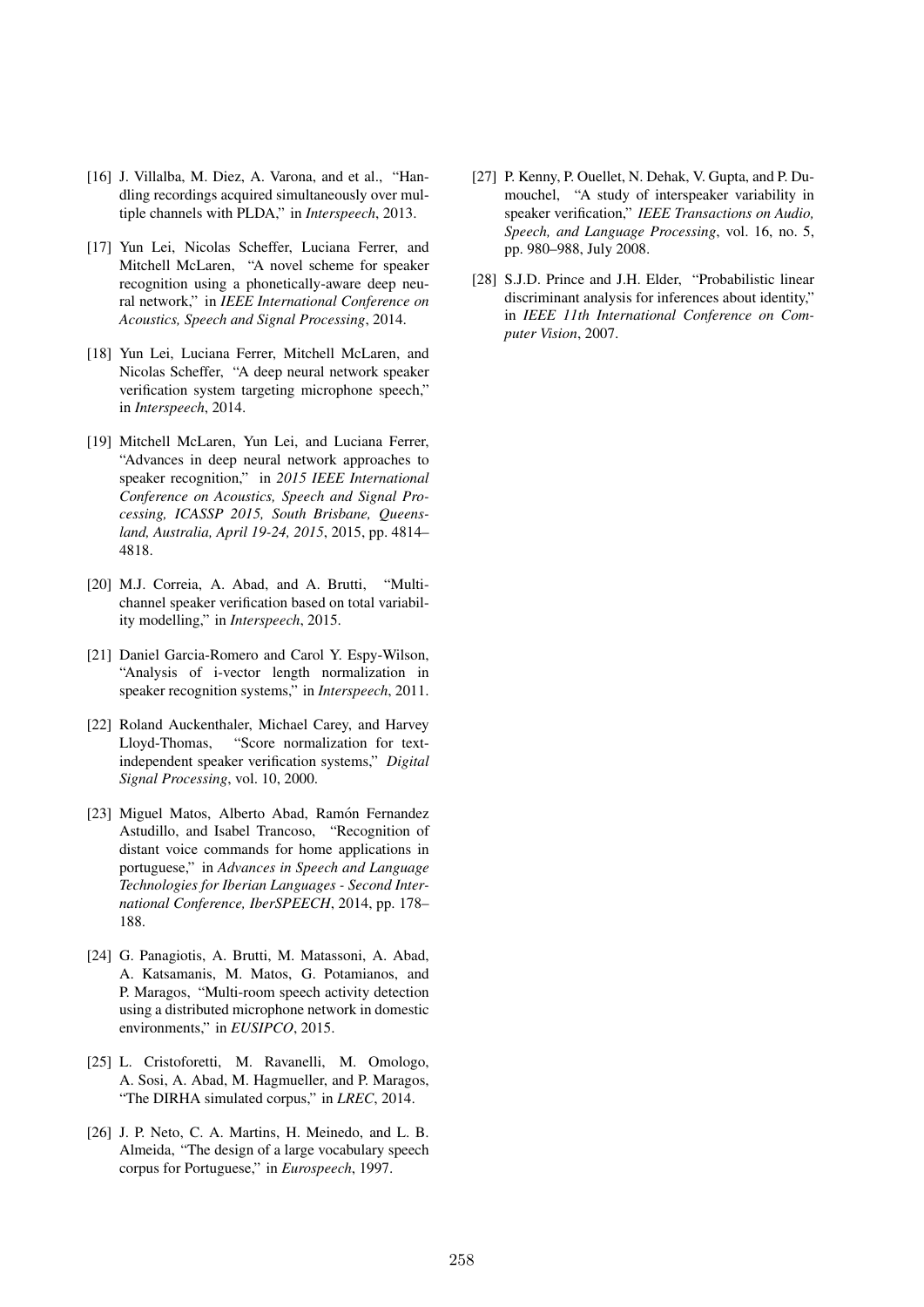[16] J. Villalba, M. Diez, A. Varona, and et al., "Handling recordings acquired simultaneously over multiple channels with PLDA," in *Interspeech*, 2013.

[17] Yun Lei, Nicolas Scheffer, Luciana Ferrer, and Mitchell McLaren, "A novel scheme for speaker recognition using a phonetically-aware deep neural network," in *IEEE International Conference on Acoustics, Speech and Signal Processing*, 2014.

[18] Yun Lei, Luciana Ferrer, Mitchell McLaren, and Nicolas Scheffer, "A deep neural network speaker verification system targeting microphone speech," in *Interspeech*, 2014.

[19] Mitchell McLaren, Yun Lei, and Luciana Ferrer, "Advances in deep neural network approaches to speaker recognition," in *2015 IEEE International Conference on Acoustics, Speech and Signal Processing, ICASSP 2015, South Brisbane, Queensland, Australia, April 19-24, 2015*, 2015, pp. 4814–4818.

[20] M.J. Correia, A. Abad, and A. Brutti, "Multichannel speaker verification based on total variability modelling," in *Interspeech*, 2015.

[21] Daniel Garcia-Romero and Carol Y. Espy-Wilson, "Analysis of i-vector length normalization in speaker recognition systems," in *Interspeech*, 2011.

[22] Roland Auckenthaler, Michael Carey, and Harvey Lloyd-Thomas, "Score normalization for text-independent speaker verification systems," *Digital Signal Processing*, vol. 10, 2000.

[23] Miguel Matos, Alberto Abad, Ramón Fernandez Astudillo, and Isabel Trancoso, "Recognition of distant voice commands for home applications in portuguese," in *Advances in Speech and Language Technologies for Iberian Languages - Second International Conference, IberSPEECH*, 2014, pp. 178–188.

[24] G. Panagiotis, A. Brutti, M. Matassoni, A. Abad, A. Katsamanis, M. Matos, G. Potamianos, and P. Maragos, "Multi-room speech activity detection using a distributed microphone network in domestic environments," in *EUSIPCO*, 2015.

[25] L. Cristoforetti, M. Ravanelli, M. Omologo, A. Sosi, A. Abad, M. Hagmueller, and P. Maragos, "The DIRHA simulated corpus," in *LREC*, 2014.

[26] J. P. Neto, C. A. Martins, H. Meinedo, and L. B. Almeida, "The design of a large vocabulary speech corpus for Portuguese," in *Eurospeech*, 1997.

[27] P. Kenny, P. Ouellet, N. Dehak, V. Gupta, and P. Dumouchel, "A study of interspeaker variability in speaker verification," *IEEE Transactions on Audio, Speech, and Language Processing*, vol. 16, no. 5, pp. 980–988, July 2008.

[28] S.J.D. Prince and J.H. Elder, "Probabilistic linear discriminant analysis for inferences about identity," in *IEEE 11th International Conference on Computer Vision*, 2007.